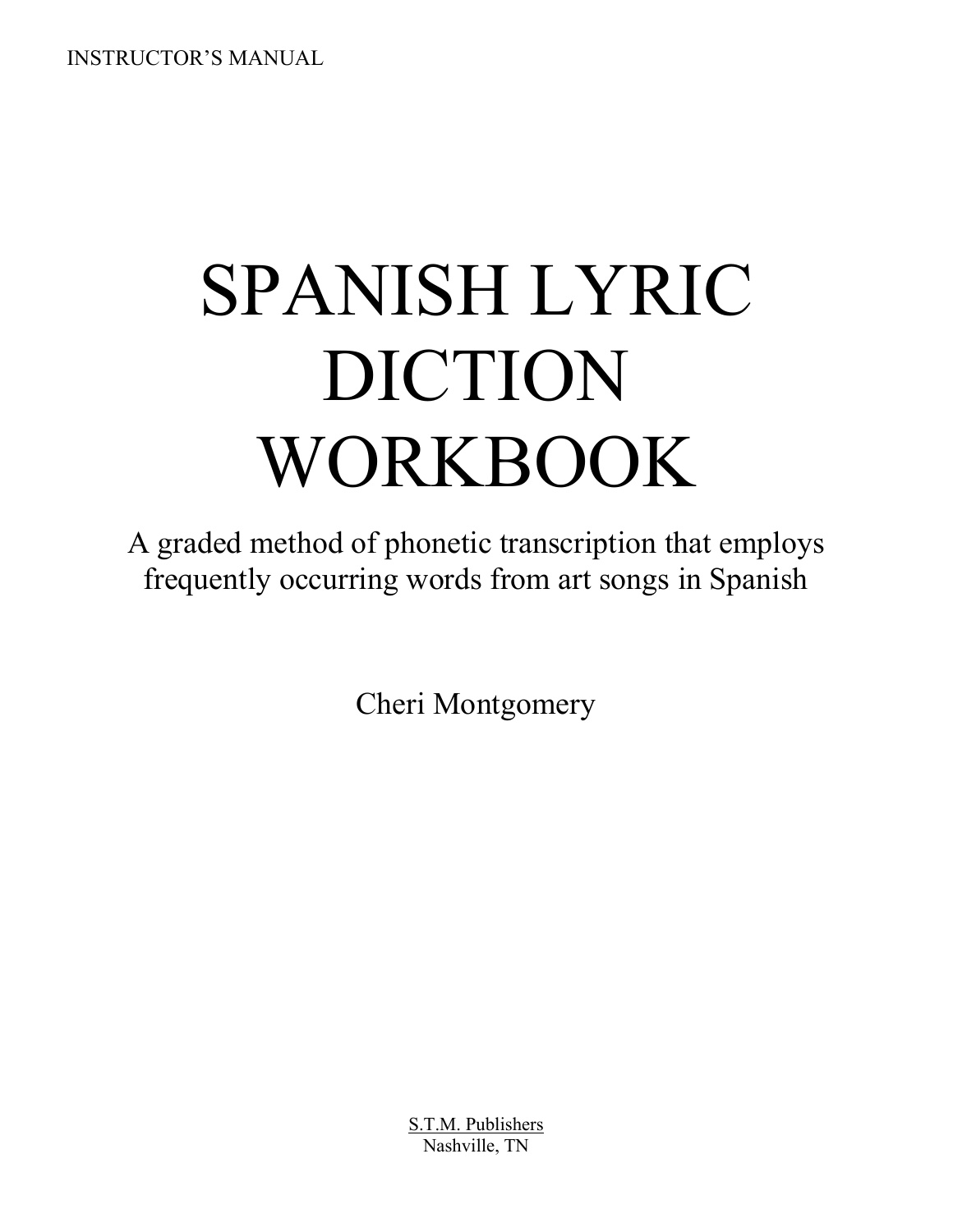INSTRUCTOR'S MANUAL

# SPANISH LYRIC DICTION WORKBOOK

A graded method of phonetic transcription that employs frequently occurring words from art songs in Spanish

Cheri Montgomery

S.T.M. Publishers
Nashville, TN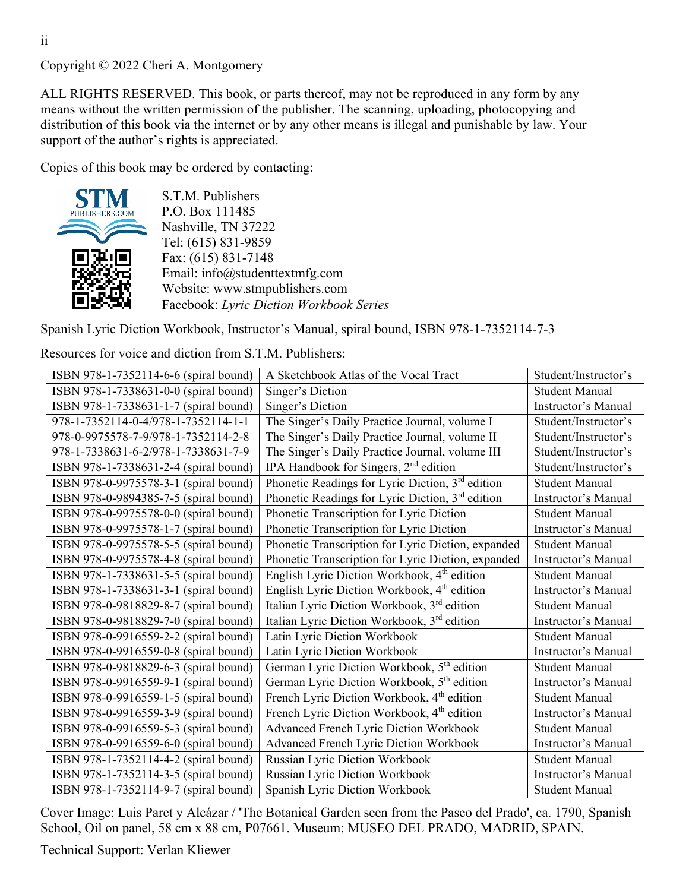Copyright © 2022 Cheri A. Montgomery

ALL RIGHTS RESERVED. This book, or parts thereof, may not be reproduced in any form by any means without the written permission of the publisher. The scanning, uploading, photocopying and distribution of this book via the internet or by any other means is illegal and punishable by law. Your support of the author's rights is appreciated.

Copies of this book may be ordered by contacting:

S.T.M. Publishers
P.O. Box 111485
Nashville, TN 37222
Tel: (615) 831-9859
Fax: (615) 831-7148
Email: info@studenttextmfg.com
Website: www.stmpublishers.com
Facebook: *Lyric Diction Workbook Series*

Spanish Lyric Diction Workbook, Instructor's Manual, spiral bound, ISBN 978-1-7352114-7-3

Resources for voice and diction from S.T.M. Publishers:

| ISBN | Title | Type |
|---|---|---|
| ISBN 978-1-7352114-6-6 (spiral bound) | A Sketchbook Atlas of the Vocal Tract | Student/Instructor's |
| ISBN 978-1-7338631-0-0 (spiral bound) | Singer's Diction | Student Manual |
| ISBN 978-1-7338631-1-7 (spiral bound) | Singer's Diction | Instructor's Manual |
| 978-1-7352114-0-4/978-1-7352114-1-1 | The Singer's Daily Practice Journal, volume I | Student/Instructor's |
| 978-0-9975578-7-9/978-1-7352114-2-8 | The Singer's Daily Practice Journal, volume II | Student/Instructor's |
| 978-1-7338631-6-2/978-1-7338631-7-9 | The Singer's Daily Practice Journal, volume III | Student/Instructor's |
| ISBN 978-1-7338631-2-4 (spiral bound) | IPA Handbook for Singers, 2nd edition | Student/Instructor's |
| ISBN 978-0-9975578-3-1 (spiral bound) | Phonetic Readings for Lyric Diction, 3rd edition | Student Manual |
| ISBN 978-0-9894385-7-5 (spiral bound) | Phonetic Readings for Lyric Diction, 3rd edition | Instructor's Manual |
| ISBN 978-0-9975578-0-0 (spiral bound) | Phonetic Transcription for Lyric Diction | Student Manual |
| ISBN 978-0-9975578-1-7 (spiral bound) | Phonetic Transcription for Lyric Diction | Instructor's Manual |
| ISBN 978-0-9975578-5-5 (spiral bound) | Phonetic Transcription for Lyric Diction, expanded | Student Manual |
| ISBN 978-0-9975578-4-8 (spiral bound) | Phonetic Transcription for Lyric Diction, expanded | Instructor's Manual |
| ISBN 978-1-7338631-5-5 (spiral bound) | English Lyric Diction Workbook, 4th edition | Student Manual |
| ISBN 978-1-7338631-3-1 (spiral bound) | English Lyric Diction Workbook, 4th edition | Instructor's Manual |
| ISBN 978-0-9818829-8-7 (spiral bound) | Italian Lyric Diction Workbook, 3rd edition | Student Manual |
| ISBN 978-0-9818829-7-0 (spiral bound) | Italian Lyric Diction Workbook, 3rd edition | Instructor's Manual |
| ISBN 978-0-9916559-2-2 (spiral bound) | Latin Lyric Diction Workbook | Student Manual |
| ISBN 978-0-9916559-0-8 (spiral bound) | Latin Lyric Diction Workbook | Instructor's Manual |
| ISBN 978-0-9818829-6-3 (spiral bound) | German Lyric Diction Workbook, 5th edition | Student Manual |
| ISBN 978-0-9916559-9-1 (spiral bound) | German Lyric Diction Workbook, 5th edition | Instructor's Manual |
| ISBN 978-0-9916559-1-5 (spiral bound) | French Lyric Diction Workbook, 4th edition | Student Manual |
| ISBN 978-0-9916559-3-9 (spiral bound) | French Lyric Diction Workbook, 4th edition | Instructor's Manual |
| ISBN 978-0-9916559-5-3 (spiral bound) | Advanced French Lyric Diction Workbook | Student Manual |
| ISBN 978-0-9916559-6-0 (spiral bound) | Advanced French Lyric Diction Workbook | Instructor's Manual |
| ISBN 978-1-7352114-4-2 (spiral bound) | Russian Lyric Diction Workbook | Student Manual |
| ISBN 978-1-7352114-3-5 (spiral bound) | Russian Lyric Diction Workbook | Instructor's Manual |
| ISBN 978-1-7352114-9-7 (spiral bound) | Spanish Lyric Diction Workbook | Student Manual |

Cover Image: Luis Paret y Alcázar / 'The Botanical Garden seen from the Paseo del Prado', ca. 1790, Spanish School, Oil on panel, 58 cm x 88 cm, P07661. Museum: MUSEO DEL PRADO, MADRID, SPAIN.

Technical Support: Verlan Kliewer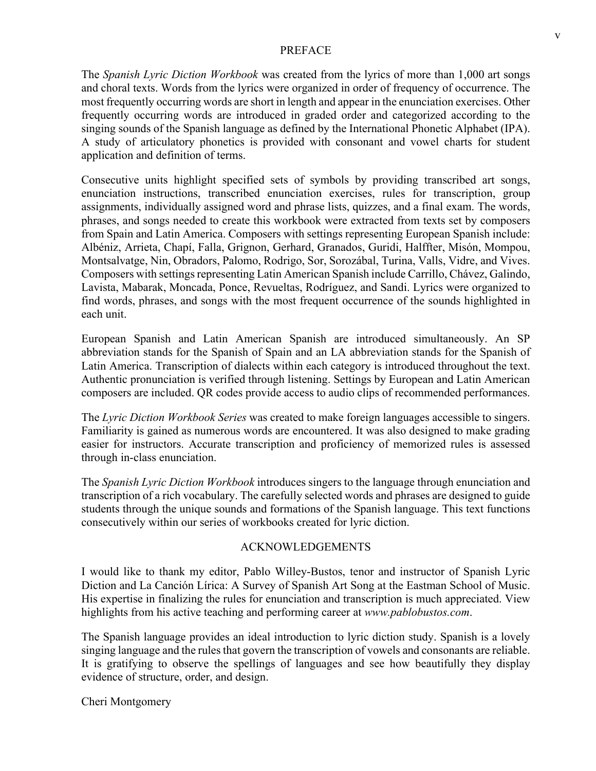## PREFACE

The *Spanish Lyric Diction Workbook* was created from the lyrics of more than 1,000 art songs and choral texts. Words from the lyrics were organized in order of frequency of occurrence. The most frequently occurring words are short in length and appear in the enunciation exercises. Other frequently occurring words are introduced in graded order and categorized according to the singing sounds of the Spanish language as defined by the International Phonetic Alphabet (IPA). A study of articulatory phonetics is provided with consonant and vowel charts for student application and definition of terms.

Consecutive units highlight specified sets of symbols by providing transcribed art songs, enunciation instructions, transcribed enunciation exercises, rules for transcription, group assignments, individually assigned word and phrase lists, quizzes, and a final exam. The words, phrases, and songs needed to create this workbook were extracted from texts set by composers from Spain and Latin America. Composers with settings representing European Spanish include: Albéniz, Arrieta, Chapí, Falla, Grignon, Gerhard, Granados, Guridi, Halffter, Misón, Mompou, Montsalvatge, Nin, Obradors, Palomo, Rodrigo, Sor, Sorozábal, Turina, Valls, Vidre, and Vives. Composers with settings representing Latin American Spanish include Carrillo, Chávez, Galindo, Lavista, Mabarak, Moncada, Ponce, Revueltas, Rodríguez, and Sandi. Lyrics were organized to find words, phrases, and songs with the most frequent occurrence of the sounds highlighted in each unit.

European Spanish and Latin American Spanish are introduced simultaneously. An SP abbreviation stands for the Spanish of Spain and an LA abbreviation stands for the Spanish of Latin America. Transcription of dialects within each category is introduced throughout the text. Authentic pronunciation is verified through listening. Settings by European and Latin American composers are included. QR codes provide access to audio clips of recommended performances.

The *Lyric Diction Workbook Series* was created to make foreign languages accessible to singers. Familiarity is gained as numerous words are encountered. It was also designed to make grading easier for instructors. Accurate transcription and proficiency of memorized rules is assessed through in-class enunciation.

The *Spanish Lyric Diction Workbook* introduces singers to the language through enunciation and transcription of a rich vocabulary. The carefully selected words and phrases are designed to guide students through the unique sounds and formations of the Spanish language. This text functions consecutively within our series of workbooks created for lyric diction.

## ACKNOWLEDGEMENTS

I would like to thank my editor, Pablo Willey-Bustos, tenor and instructor of Spanish Lyric Diction and La Canción Lírica: A Survey of Spanish Art Song at the Eastman School of Music. His expertise in finalizing the rules for enunciation and transcription is much appreciated. View highlights from his active teaching and performing career at *www.pablobustos.com*.

The Spanish language provides an ideal introduction to lyric diction study. Spanish is a lovely singing language and the rules that govern the transcription of vowels and consonants are reliable. It is gratifying to observe the spellings of languages and see how beautifully they display evidence of structure, order, and design.

Cheri Montgomery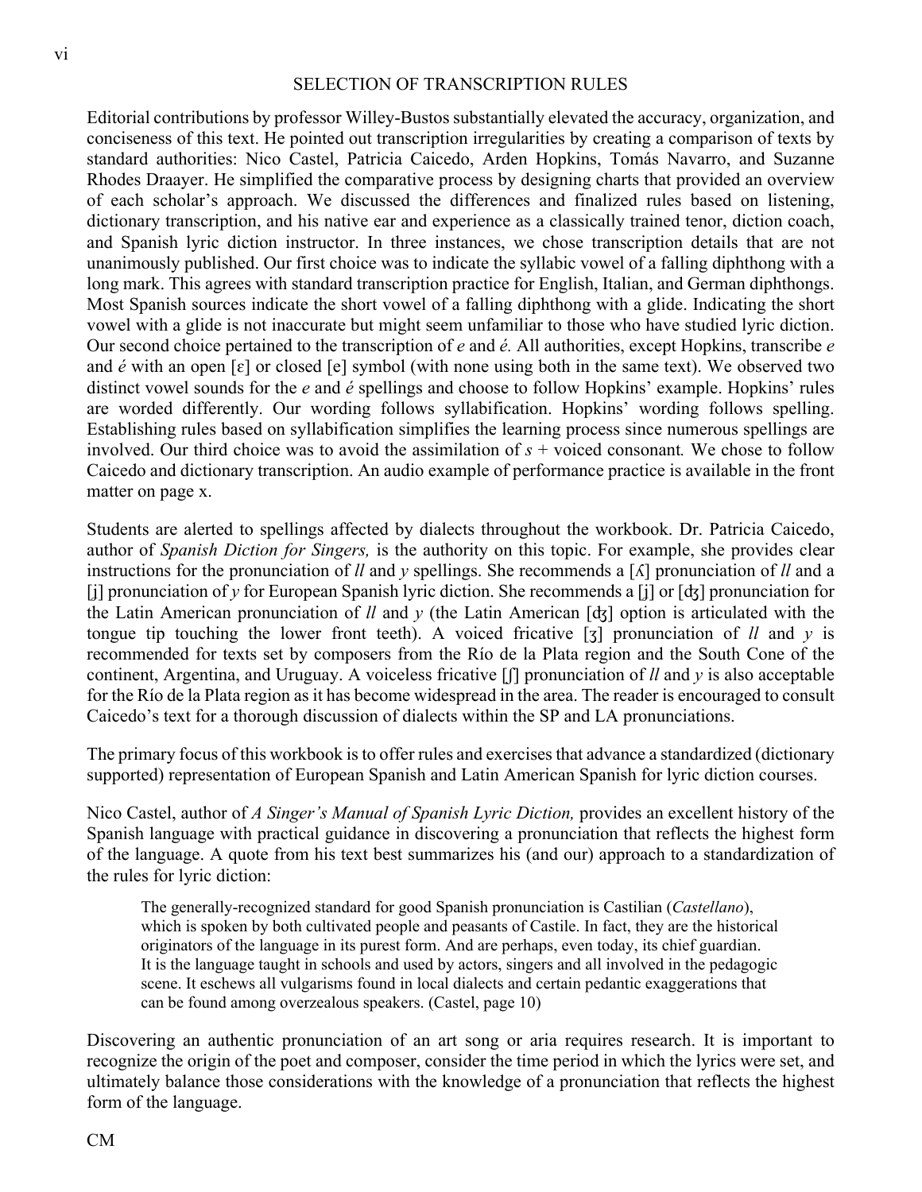## SELECTION OF TRANSCRIPTION RULES

Editorial contributions by professor Willey-Bustos substantially elevated the accuracy, organization, and conciseness of this text. He pointed out transcription irregularities by creating a comparison of texts by standard authorities: Nico Castel, Patricia Caicedo, Arden Hopkins, Tomás Navarro, and Suzanne Rhodes Draayer. He simplified the comparative process by designing charts that provided an overview of each scholar's approach. We discussed the differences and finalized rules based on listening, dictionary transcription, and his native ear and experience as a classically trained tenor, diction coach, and Spanish lyric diction instructor. In three instances, we chose transcription details that are not unanimously published. Our first choice was to indicate the syllabic vowel of a falling diphthong with a long mark. This agrees with standard transcription practice for English, Italian, and German diphthongs. Most Spanish sources indicate the short vowel of a falling diphthong with a glide. Indicating the short vowel with a glide is not inaccurate but might seem unfamiliar to those who have studied lyric diction. Our second choice pertained to the transcription of *e* and *é.* All authorities, except Hopkins, transcribe *e* and *é* with an open [ɛ] or closed [e] symbol (with none using both in the same text). We observed two distinct vowel sounds for the *e* and *é* spellings and choose to follow Hopkins' example. Hopkins' rules are worded differently. Our wording follows syllabification. Hopkins' wording follows spelling. Establishing rules based on syllabification simplifies the learning process since numerous spellings are involved. Our third choice was to avoid the assimilation of *s* + voiced consonant*.* We chose to follow Caicedo and dictionary transcription. An audio example of performance practice is available in the front matter on page x.

Students are alerted to spellings affected by dialects throughout the workbook. Dr. Patricia Caicedo, author of *Spanish Diction for Singers,* is the authority on this topic. For example, she provides clear instructions for the pronunciation of *ll* and *y* spellings. She recommends a [ʎ] pronunciation of *ll* and a [j] pronunciation of *y* for European Spanish lyric diction. She recommends a [j] or [ʤ] pronunciation for the Latin American pronunciation of *ll* and *y* (the Latin American [ʤ] option is articulated with the tongue tip touching the lower front teeth). A voiced fricative [ʒ] pronunciation of *ll* and *y* is recommended for texts set by composers from the Río de la Plata region and the South Cone of the continent, Argentina, and Uruguay. A voiceless fricative [ʃ] pronunciation of *ll* and *y* is also acceptable for the Río de la Plata region as it has become widespread in the area. The reader is encouraged to consult Caicedo's text for a thorough discussion of dialects within the SP and LA pronunciations.

The primary focus of this workbook is to offer rules and exercises that advance a standardized (dictionary supported) representation of European Spanish and Latin American Spanish for lyric diction courses.

Nico Castel, author of *A Singer's Manual of Spanish Lyric Diction,* provides an excellent history of the Spanish language with practical guidance in discovering a pronunciation that reflects the highest form of the language. A quote from his text best summarizes his (and our) approach to a standardization of the rules for lyric diction:

> The generally-recognized standard for good Spanish pronunciation is Castilian (*Castellano*), which is spoken by both cultivated people and peasants of Castile. In fact, they are the historical originators of the language in its purest form. And are perhaps, even today, its chief guardian. It is the language taught in schools and used by actors, singers and all involved in the pedagogic scene. It eschews all vulgarisms found in local dialects and certain pedantic exaggerations that can be found among overzealous speakers. (Castel, page 10)

Discovering an authentic pronunciation of an art song or aria requires research. It is important to recognize the origin of the poet and composer, consider the time period in which the lyrics were set, and ultimately balance those considerations with the knowledge of a pronunciation that reflects the highest form of the language.

CM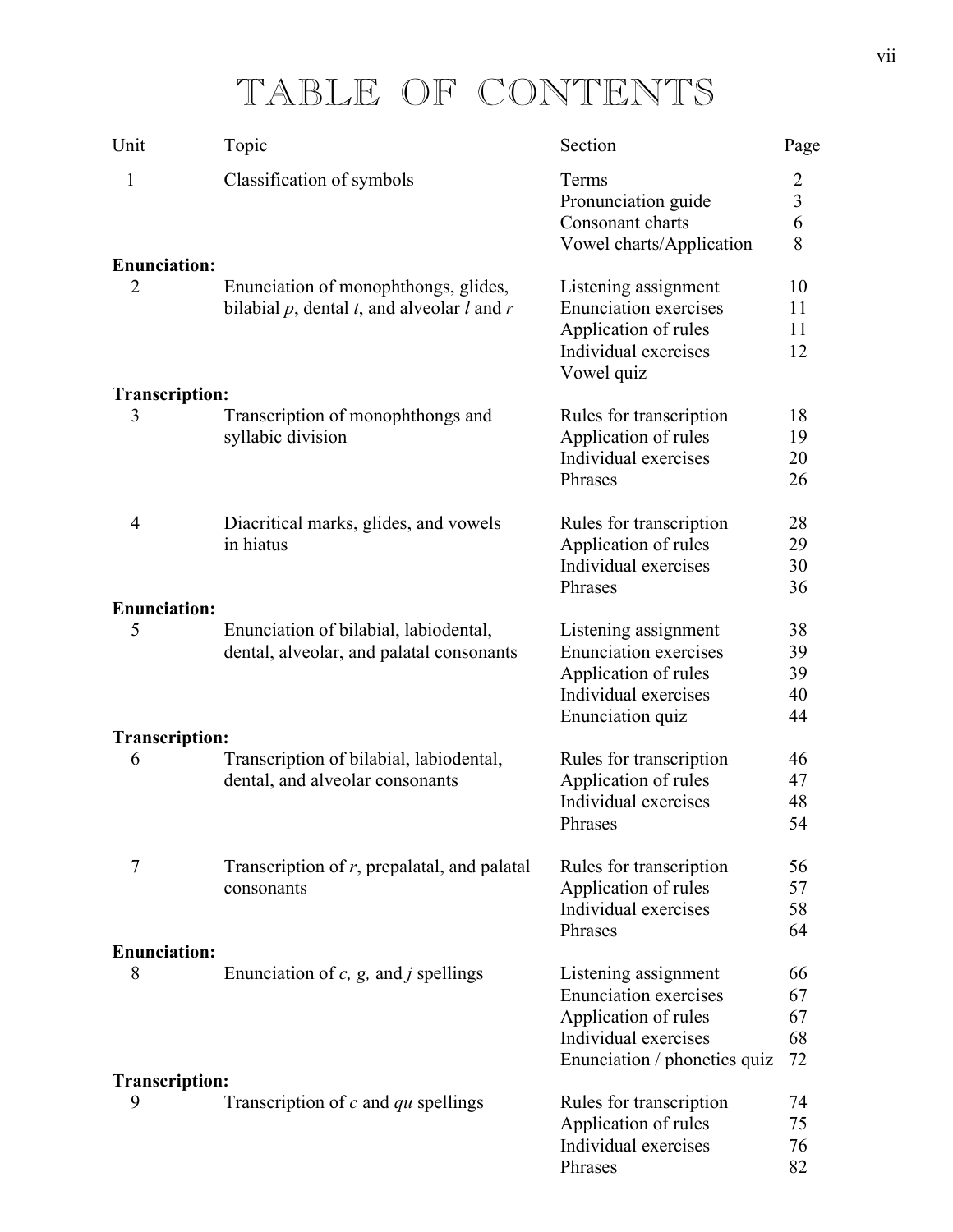# TABLE OF CONTENTS

| Unit | Topic | Section | Page |
|---|---|---|---|
| 1 | Classification of symbols | Terms | 2 |
| | | Pronunciation guide | 3 |
| | | Consonant charts | 6 |
| | | Vowel charts/Application | 8 |
| **Enunciation:** | | | |
| 2 | Enunciation of monophthongs, glides, bilabial *p*, dental *t*, and alveolar *l* and *r* | Listening assignment | 10 |
| | | Enunciation exercises | 11 |
| | | Application of rules | 11 |
| | | Individual exercises | 12 |
| | | Vowel quiz | |
| **Transcription:** | | | |
| 3 | Transcription of monophthongs and syllabic division | Rules for transcription | 18 |
| | | Application of rules | 19 |
| | | Individual exercises | 20 |
| | | Phrases | 26 |
| 4 | Diacritical marks, glides, and vowels in hiatus | Rules for transcription | 28 |
| | | Application of rules | 29 |
| | | Individual exercises | 30 |
| | | Phrases | 36 |
| **Enunciation:** | | | |
| 5 | Enunciation of bilabial, labiodental, dental, alveolar, and palatal consonants | Listening assignment | 38 |
| | | Enunciation exercises | 39 |
| | | Application of rules | 39 |
| | | Individual exercises | 40 |
| | | Enunciation quiz | 44 |
| **Transcription:** | | | |
| 6 | Transcription of bilabial, labiodental, dental, and alveolar consonants | Rules for transcription | 46 |
| | | Application of rules | 47 |
| | | Individual exercises | 48 |
| | | Phrases | 54 |
| 7 | Transcription of *r*, prepalatal, and palatal consonants | Rules for transcription | 56 |
| | | Application of rules | 57 |
| | | Individual exercises | 58 |
| | | Phrases | 64 |
| **Enunciation:** | | | |
| 8 | Enunciation of *c, g,* and *j* spellings | Listening assignment | 66 |
| | | Enunciation exercises | 67 |
| | | Application of rules | 67 |
| | | Individual exercises | 68 |
| | | Enunciation / phonetics quiz | 72 |
| **Transcription:** | | | |
| 9 | Transcription of *c* and *qu* spellings | Rules for transcription | 74 |
| | | Application of rules | 75 |
| | | Individual exercises | 76 |
| | | Phrases | 82 |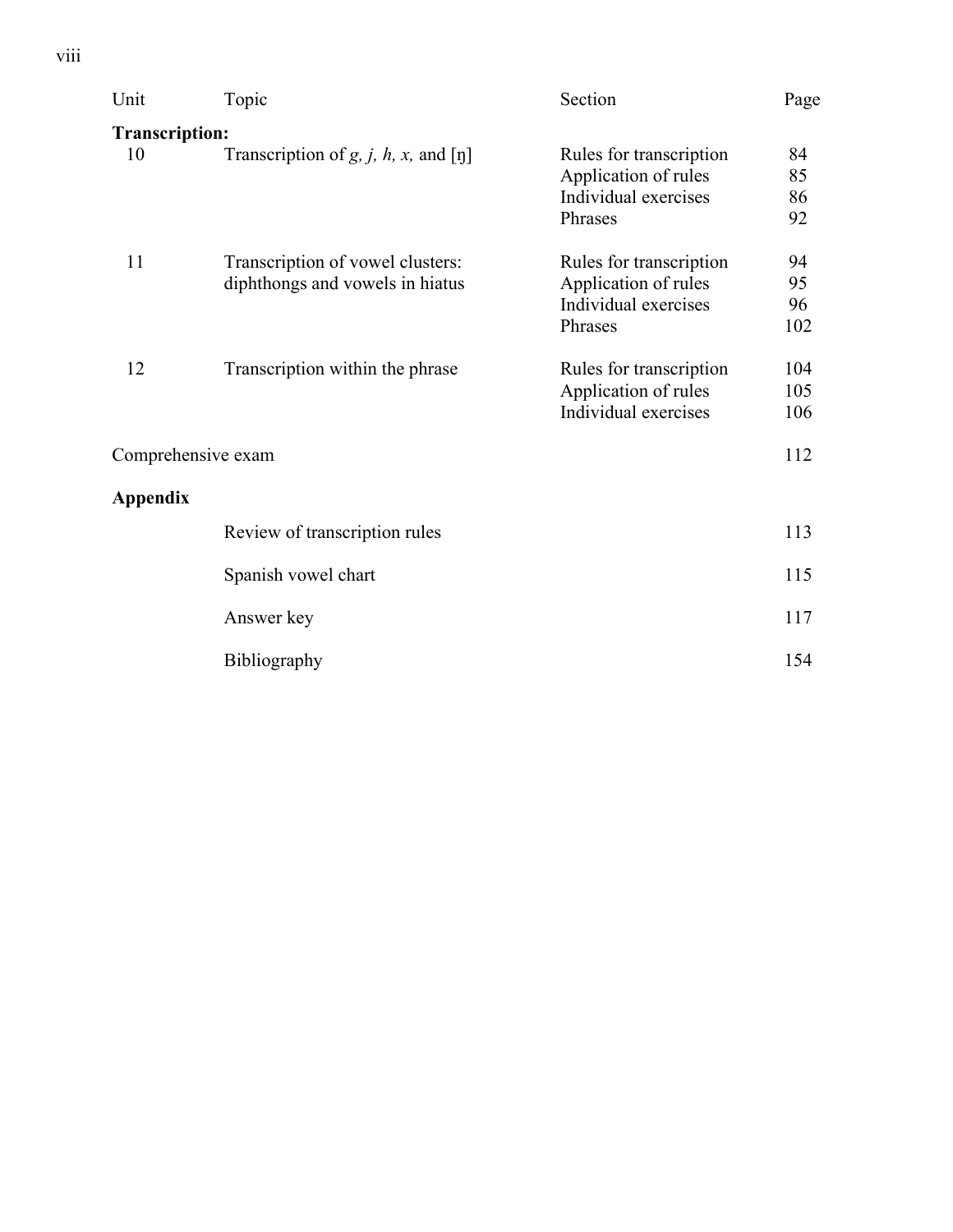| Unit | Topic | Section | Page |
|---|---|---|---|
| **Transcription:** | | | |
| 10 | Transcription of *g, j, h, x,* and [ŋ] | Rules for transcription | 84 |
| | | Application of rules | 85 |
| | | Individual exercises | 86 |
| | | Phrases | 92 |
| 11 | Transcription of vowel clusters: diphthongs and vowels in hiatus | Rules for transcription | 94 |
| | | Application of rules | 95 |
| | | Individual exercises | 96 |
| | | Phrases | 102 |
| 12 | Transcription within the phrase | Rules for transcription | 104 |
| | | Application of rules | 105 |
| | | Individual exercises | 106 |
| Comprehensive exam | | | 112 |
| **Appendix** | | | |
| | Review of transcription rules | | 113 |
| | Spanish vowel chart | | 115 |
| | Answer key | | 117 |
| | Bibliography | | 154 |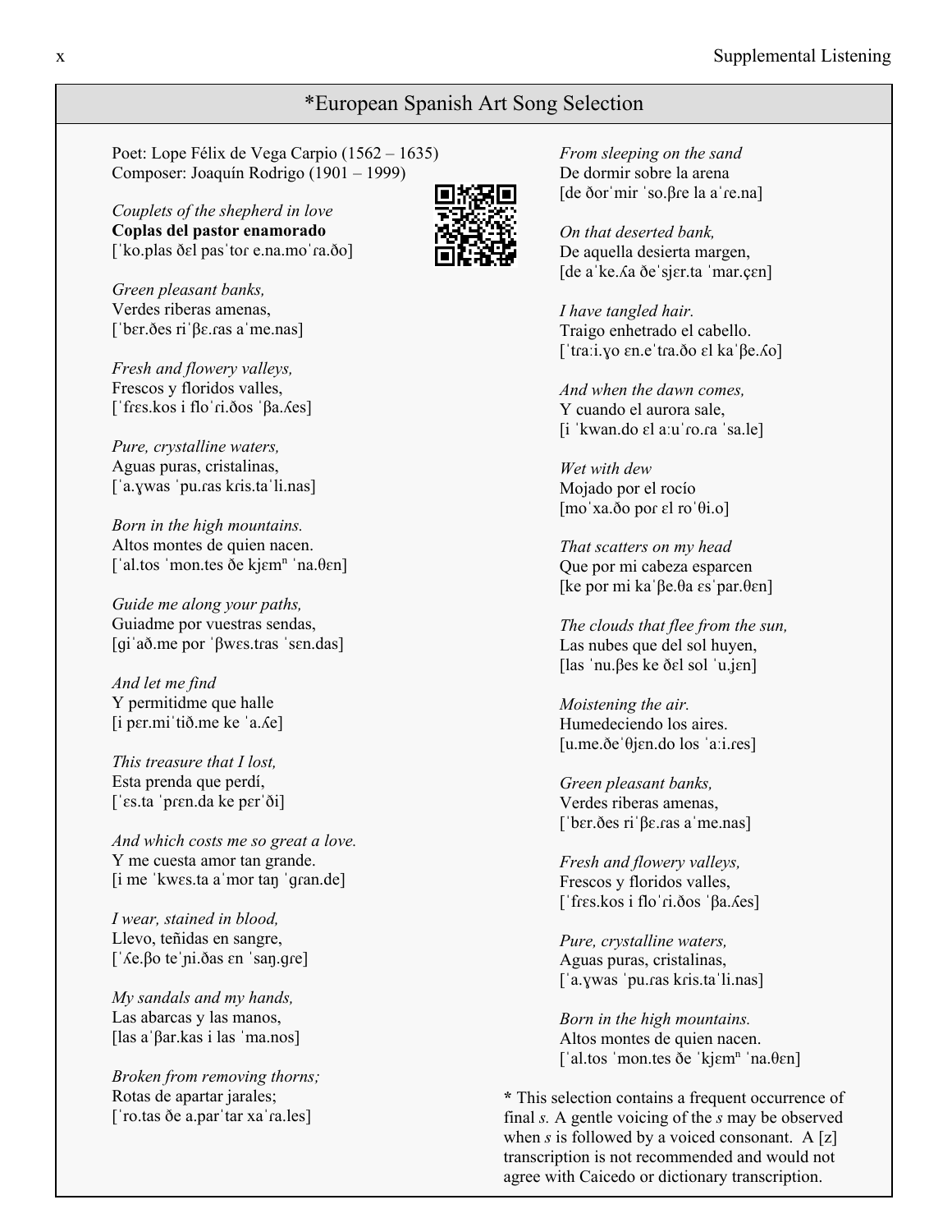## *European Spanish Art Song Selection

Poet: Lope Félix de Vega Carpio (1562 – 1635)
Composer: Joaquín Rodrigo (1901 – 1999)

*Couplets of the shepherd in love*
**Coplas del pastor enamorado**
[ˈko.plas ðɛl pasˈtoɾ e.na.moˈɾa.ðo]

*Green pleasant banks,*
Verdes riberas amenas,
[ˈbɛr.ðes riˈβɛ.ɾas aˈme.nas]

*Fresh and flowery valleys,*
Frescos y floridos valles,
[ˈfrɛs.kos i floˈɾi.ðos ˈβa.ʎes]

*Pure, crystalline waters,*
Aguas puras, cristalinas,
[ˈa.ɣwas ˈpu.ɾas kɾis.taˈli.nas]

*Born in the high mountains.*
Altos montes de quien nacen.
[ˈal.tos ˈmon.tes ðe kjɛmⁿ ˈna.θɛn]

*Guide me along your paths,*
Guiadme por vuestras sendas,
[ɡiˈað.me por ˈβwɛs.tɾas ˈsɛn.das]

*And let me find*
Y permitidme que halle
[i pɛr.miˈtið.me ke ˈa.ʎe]

*This treasure that I lost,*
Esta prenda que perdí,
[ˈɛs.ta ˈprɛn.da ke pɛrˈði]

*And which costs me so great a love.*
Y me cuesta amor tan grande.
[i me ˈkwɛs.ta aˈmor taŋ ˈɡran.de]

*I wear, stained in blood,*
Llevo, teñidas en sangre,
[ˈʎe.βo teˈɲi.ðas ɛn ˈsaŋ.ɡɾe]

*My sandals and my hands,*
Las abarcas y las manos,
[las aˈβar.kas i las ˈma.nos]

*Broken from removing thorns;*
Rotas de apartar jarales;
[ˈro.tas ðe a.parˈtar xaˈɾa.les]

*From sleeping on the sand*
De dormir sobre la arena
[de ðorˈmir ˈso.βɾe la aˈɾe.na]

*On that deserted bank,*
De aquella desierta margen,
[de aˈke.ʎa ðeˈsjɛr.ta ˈmar.çɛn]

*I have tangled hair.*
Traigo enhetrado el cabello.
[ˈtɾaːi.ɣo ɛn.eˈtɾa.ðo ɛl kaˈβe.ʎo]

*And when the dawn comes,*
Y cuando el aurora sale,
[i ˈkwan.do ɛl aːuˈɾo.ɾa ˈsa.le]

*Wet with dew*
Mojado por el rocío
[moˈxa.ðo poɾ ɛl roˈθi.o]

*That scatters on my head*
Que por mi cabeza esparcen
[ke por mi kaˈβe.θa ɛsˈpar.θɛn]

*The clouds that flee from the sun,*
Las nubes que del sol huyen,
[las ˈnu.βes ke ðɛl sol ˈu.jɛn]

*Moistening the air.*
Humedeciendo los aires.
[u.me.ðeˈθjɛn.do los ˈaːi.ɾes]

*Green pleasant banks,*
Verdes riberas amenas,
[ˈbɛr.ðes riˈβɛ.ɾas aˈme.nas]

*Fresh and flowery valleys,*
Frescos y floridos valles,
[ˈfrɛs.kos i floˈɾi.ðos ˈβa.ʎes]

*Pure, crystalline waters,*
Aguas puras, cristalinas,
[ˈa.ɣwas ˈpu.ɾas kɾis.taˈli.nas]

*Born in the high mountains.*
Altos montes de quien nacen.
[ˈal.tos ˈmon.tes ðe ˈkjɛmⁿ ˈna.θɛn]

**\*** This selection contains a frequent occurrence of final *s.* A gentle voicing of the *s* may be observed when *s* is followed by a voiced consonant. A [z] transcription is not recommended and would not agree with Caicedo or dictionary transcription.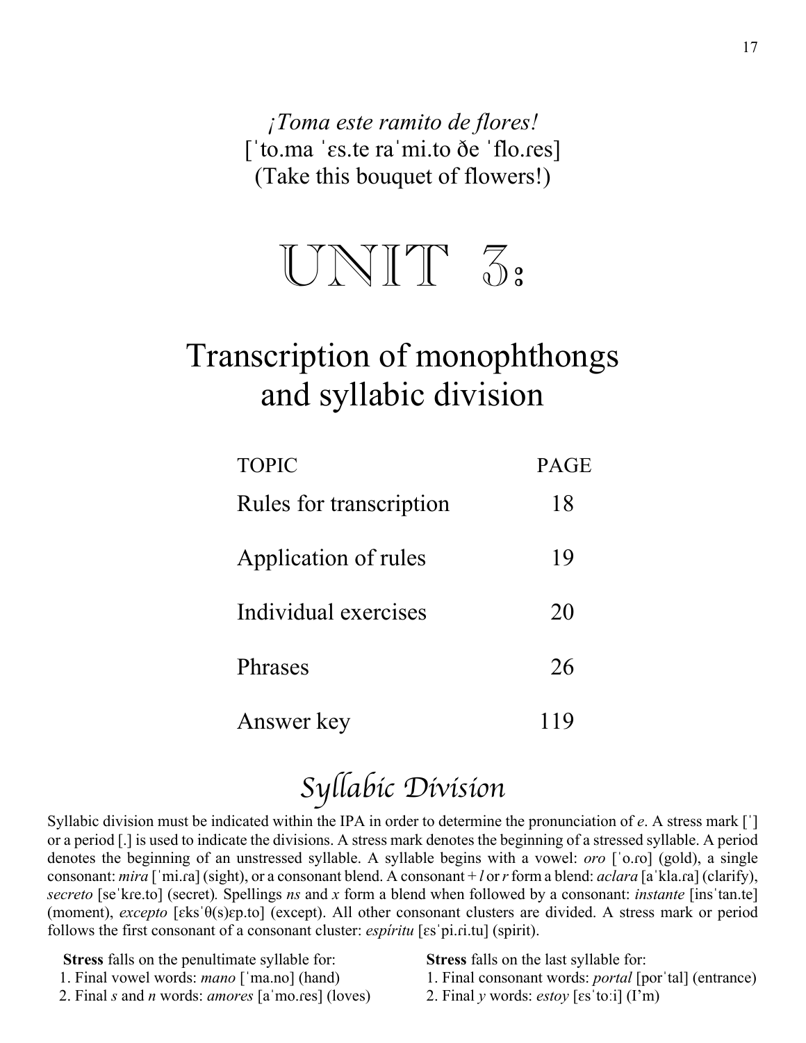*¡Toma este ramito de flores!*
[ˈto.ma ˈɛs.te raˈmi.to ðe ˈflo.ɾes]
(Take this bouquet of flowers!)

# UNIT 3:

## Transcription of monophthongs and syllabic division

| TOPIC | PAGE |
|---|---|
| Rules for transcription | 18 |
| Application of rules | 19 |
| Individual exercises | 20 |
| Phrases | 26 |
| Answer key | 119 |

## Syllabic Division

Syllabic division must be indicated within the IPA in order to determine the pronunciation of *e*. A stress mark [ˈ] or a period [.] is used to indicate the divisions. A stress mark denotes the beginning of a stressed syllable. A period denotes the beginning of an unstressed syllable. A syllable begins with a vowel: *oro* [ˈo.ɾo] (gold), a single consonant: *mira* [ˈmi.ɾa] (sight), or a consonant blend. A consonant + *l* or *r* form a blend: *aclara* [aˈkla.ɾa] (clarify), *secreto* [seˈkɾe.to] (secret). Spellings *ns* and *x* form a blend when followed by a consonant: *instante* [insˈtan.te] (moment), *excepto* [ɛksˈθ(s)ɛp.to] (except). All other consonant clusters are divided. A stress mark or period follows the first consonant of a consonant cluster: *espíritu* [ɛsˈpi.ɾi.tu] (spirit).

**Stress** falls on the penultimate syllable for:
1. Final vowel words: *mano* [ˈma.no] (hand)
2. Final *s* and *n* words: *amores* [aˈmo.ɾes] (loves)

**Stress** falls on the last syllable for:
1. Final consonant words: *portal* [poɾˈtal] (entrance)
2. Final *y* words: *estoy* [ɛsˈtoːi] (I'm)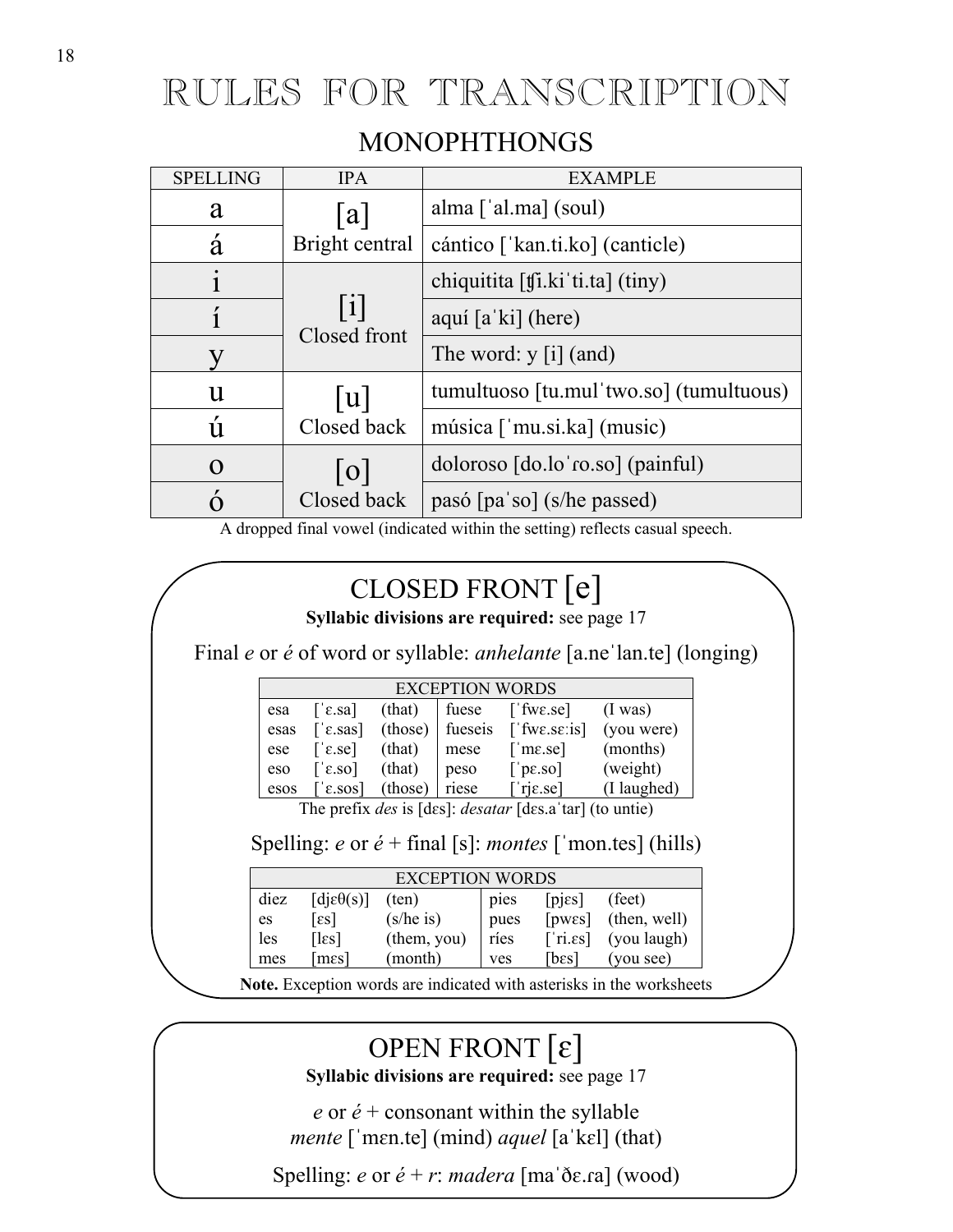# RULES FOR TRANSCRIPTION

## MONOPHTHONGS

| SPELLING | IPA | EXAMPLE |
|---|---|---|
| a | [a] Bright central | alma [ˈal.ma] (soul) |
| á | | cántico [ˈkan.ti.ko] (canticle) |
| i | [i] Closed front | chiquitita [ʧi.kiˈti.ta] (tiny) |
| í | | aquí [aˈki] (here) |
| y | | The word: y [i] (and) |
| u | [u] Closed back | tumultuoso [tu.mulˈtwo.so] (tumultuous) |
| ú | | música [ˈmu.si.ka] (music) |
| o | [o] Closed back | doloroso [do.loˈɾo.so] (painful) |
| ó | | pasó [paˈso] (s/he passed) |

A dropped final vowel (indicated within the setting) reflects casual speech.

## CLOSED FRONT [e]

**Syllabic divisions are required:** see page 17

Final *e* or *é* of word or syllable: *anhelante* [a.neˈlan.te] (longing)

| EXCEPTION WORDS | | | | | |
|---|---|---|---|---|---|
| esa | [ˈɛ.sa] | (that) | fuese | [ˈfwɛ.se] | (I was) |
| esas | [ˈɛ.sas] | (those) | fueseis | [ˈfwɛ.sɛːis] | (you were) |
| ese | [ˈɛ.se] | (that) | mese | [ˈmɛ.se] | (months) |
| eso | [ˈɛ.so] | (that) | peso | [ˈpɛ.so] | (weight) |
| esos | [ˈɛ.sos] | (those) | riese | [ˈrjɛ.se] | (I laughed) |

The prefix *des* is [dɛs]: *desatar* [dɛs.aˈtar] (to untie)

Spelling: *e* or *é* + final [s]: *montes* [ˈmon.tes] (hills)

| EXCEPTION WORDS | | | | | |
|---|---|---|---|---|---|
| diez | [djɛθ(s)] | (ten) | pies | [pjɛs] | (feet) |
| es | [ɛs] | (s/he is) | pues | [pwɛs] | (then, well) |
| les | [lɛs] | (them, you) | ríes | [ˈri.ɛs] | (you laugh) |
| mes | [mɛs] | (month) | ves | [bɛs] | (you see) |

**Note.** Exception words are indicated with asterisks in the worksheets

## OPEN FRONT [ɛ]

**Syllabic divisions are required:** see page 17

*e* or *é* + consonant within the syllable
*mente* [ˈmɛn.te] (mind) *aquel* [aˈkɛl] (that)

Spelling: *e* or *é* + *r*: *madera* [maˈðɛ.ɾa] (wood)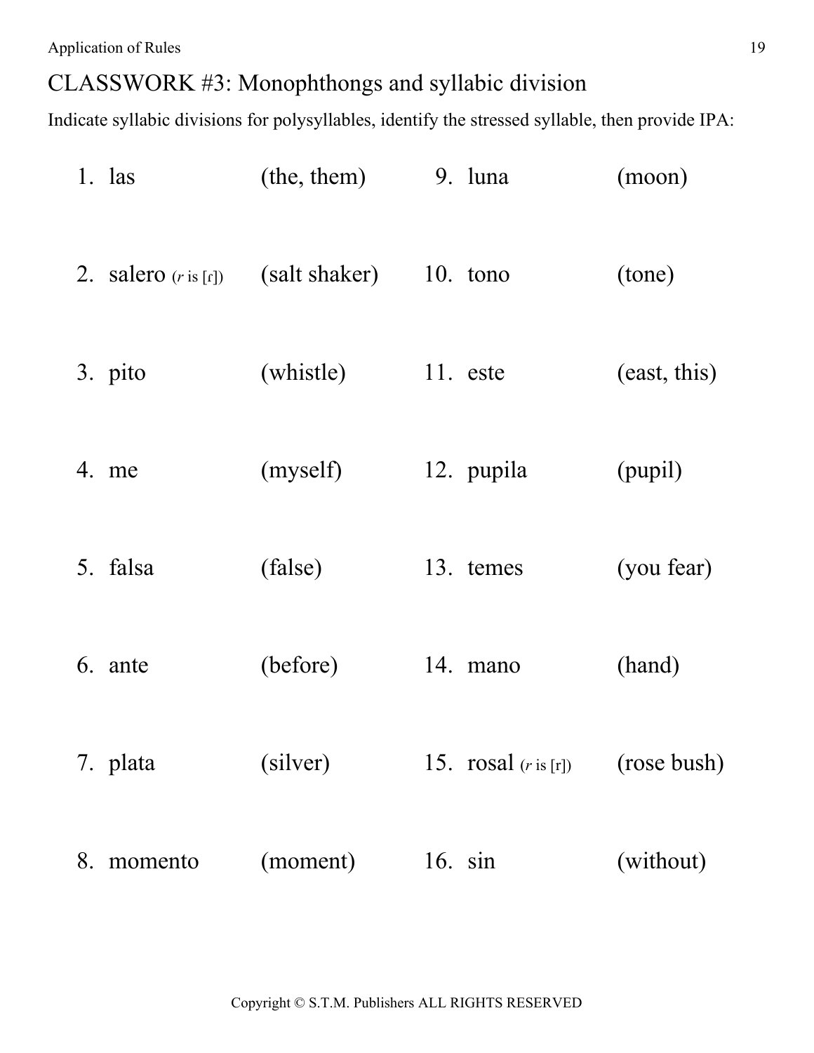## CLASSWORK #3: Monophthongs and syllabic division

Indicate syllabic divisions for polysyllables, identify the stressed syllable, then provide IPA:

1. las (the, them)
2. salero (*r* is [ɾ]) (salt shaker)
3. pito (whistle)
4. me (myself)
5. falsa (false)
6. ante (before)
7. plata (silver)
8. momento (moment)
9. luna (moon)
10. tono (tone)
11. este (east, this)
12. pupila (pupil)
13. temes (you fear)
14. mano (hand)
15. rosal (*r* is [r]) (rose bush)
16. sin (without)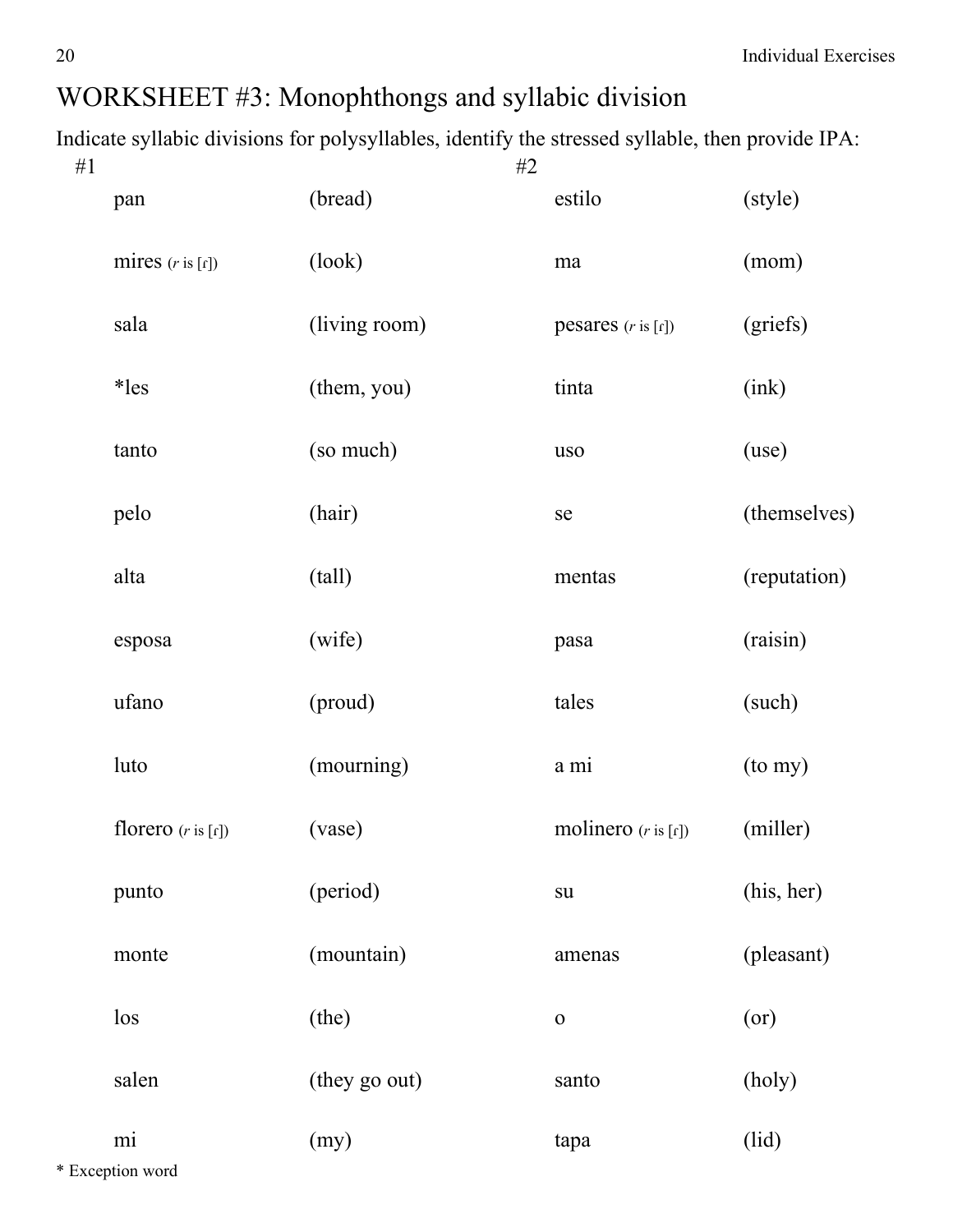# WORKSHEET #3: Monophthongs and syllabic division

Indicate syllabic divisions for polysyllables, identify the stressed syllable, then provide IPA:

| #1 | | #2 | |
|---|---|---|---|
| pan | (bread) | estilo | (style) |
| mires (*r* is [ɾ]) | (look) | ma | (mom) |
| sala | (living room) | pesares (*r* is [ɾ]) | (griefs) |
| *les | (them, you) | tinta | (ink) |
| tanto | (so much) | uso | (use) |
| pelo | (hair) | se | (themselves) |
| alta | (tall) | mentas | (reputation) |
| esposa | (wife) | pasa | (raisin) |
| ufano | (proud) | tales | (such) |
| luto | (mourning) | a mi | (to my) |
| florero (*r* is [ɾ]) | (vase) | molinero (*r* is [ɾ]) | (miller) |
| punto | (period) | su | (his, her) |
| monte | (mountain) | amenas | (pleasant) |
| los | (the) | o | (or) |
| salen | (they go out) | santo | (holy) |
| mi | (my) | tapa | (lid) |

* Exception word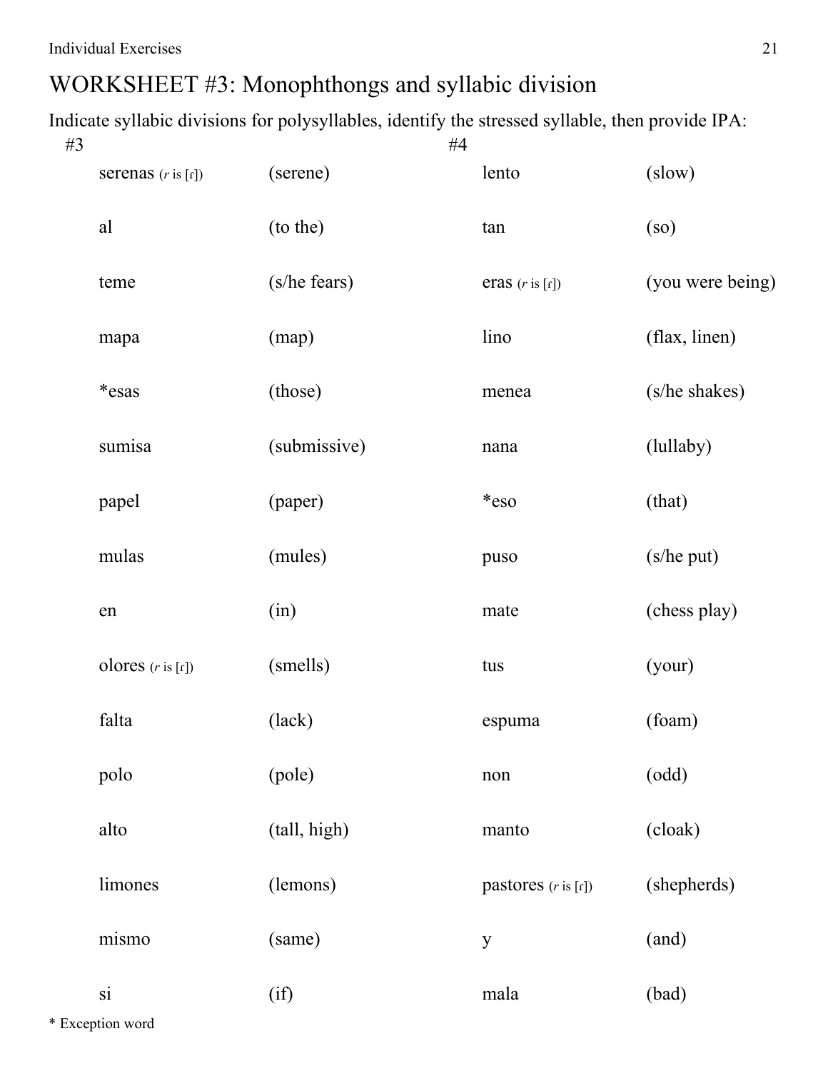# WORKSHEET #3: Monophthongs and syllabic division

Indicate syllabic divisions for polysyllables, identify the stressed syllable, then provide IPA:

| #3 | | #4 | |
|---|---|---|---|
| serenas (*r* is [ɾ]) | (serene) | lento | (slow) |
| al | (to the) | tan | (so) |
| teme | (s/he fears) | eras (*r* is [ɾ]) | (you were being) |
| mapa | (map) | lino | (flax, linen) |
| *esas | (those) | menea | (s/he shakes) |
| sumisa | (submissive) | nana | (lullaby) |
| papel | (paper) | *eso | (that) |
| mulas | (mules) | puso | (s/he put) |
| en | (in) | mate | (chess play) |
| olores (*r* is [ɾ]) | (smells) | tus | (your) |
| falta | (lack) | espuma | (foam) |
| polo | (pole) | non | (odd) |
| alto | (tall, high) | manto | (cloak) |
| limones | (lemons) | pastores (*r* is [ɾ]) | (shepherds) |
| mismo | (same) | y | (and) |
| si | (if) | mala | (bad) |

\* Exception word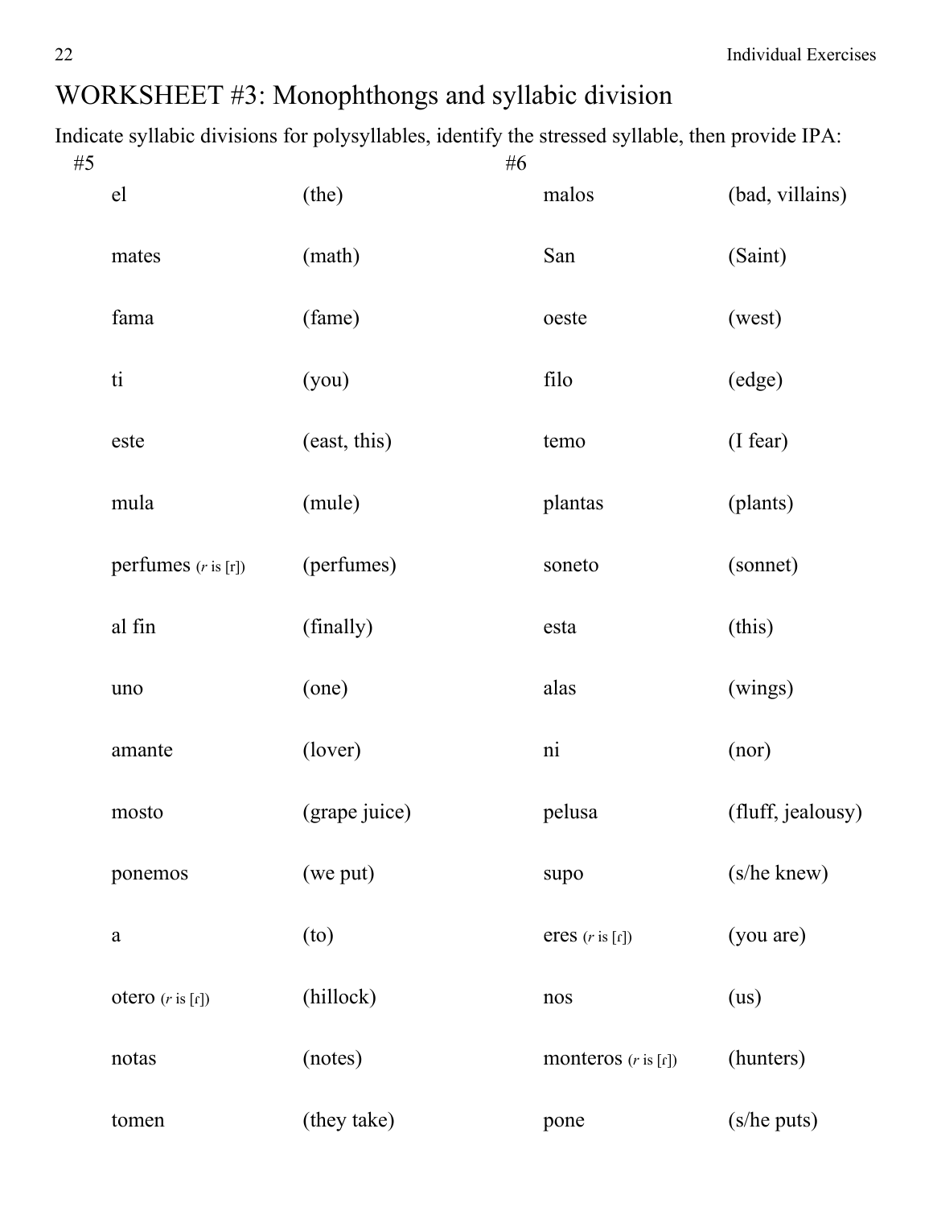# WORKSHEET #3: Monophthongs and syllabic division

Indicate syllabic divisions for polysyllables, identify the stressed syllable, then provide IPA:

#5

| | |
|---|---|
| el | (the) |
| mates | (math) |
| fama | (fame) |
| ti | (you) |
| este | (east, this) |
| mula | (mule) |
| perfumes (*r* is [r]) | (perfumes) |
| al fin | (finally) |
| uno | (one) |
| amante | (lover) |
| mosto | (grape juice) |
| ponemos | (we put) |
| a | (to) |
| otero (*r* is [ɾ]) | (hillock) |
| notas | (notes) |
| tomen | (they take) |

#6

| | |
|---|---|
| malos | (bad, villains) |
| San | (Saint) |
| oeste | (west) |
| filo | (edge) |
| temo | (I fear) |
| plantas | (plants) |
| soneto | (sonnet) |
| esta | (this) |
| alas | (wings) |
| ni | (nor) |
| pelusa | (fluff, jealousy) |
| supo | (s/he knew) |
| eres (*r* is [ɾ]) | (you are) |
| nos | (us) |
| monteros (*r* is [ɾ]) | (hunters) |
| pone | (s/he puts) |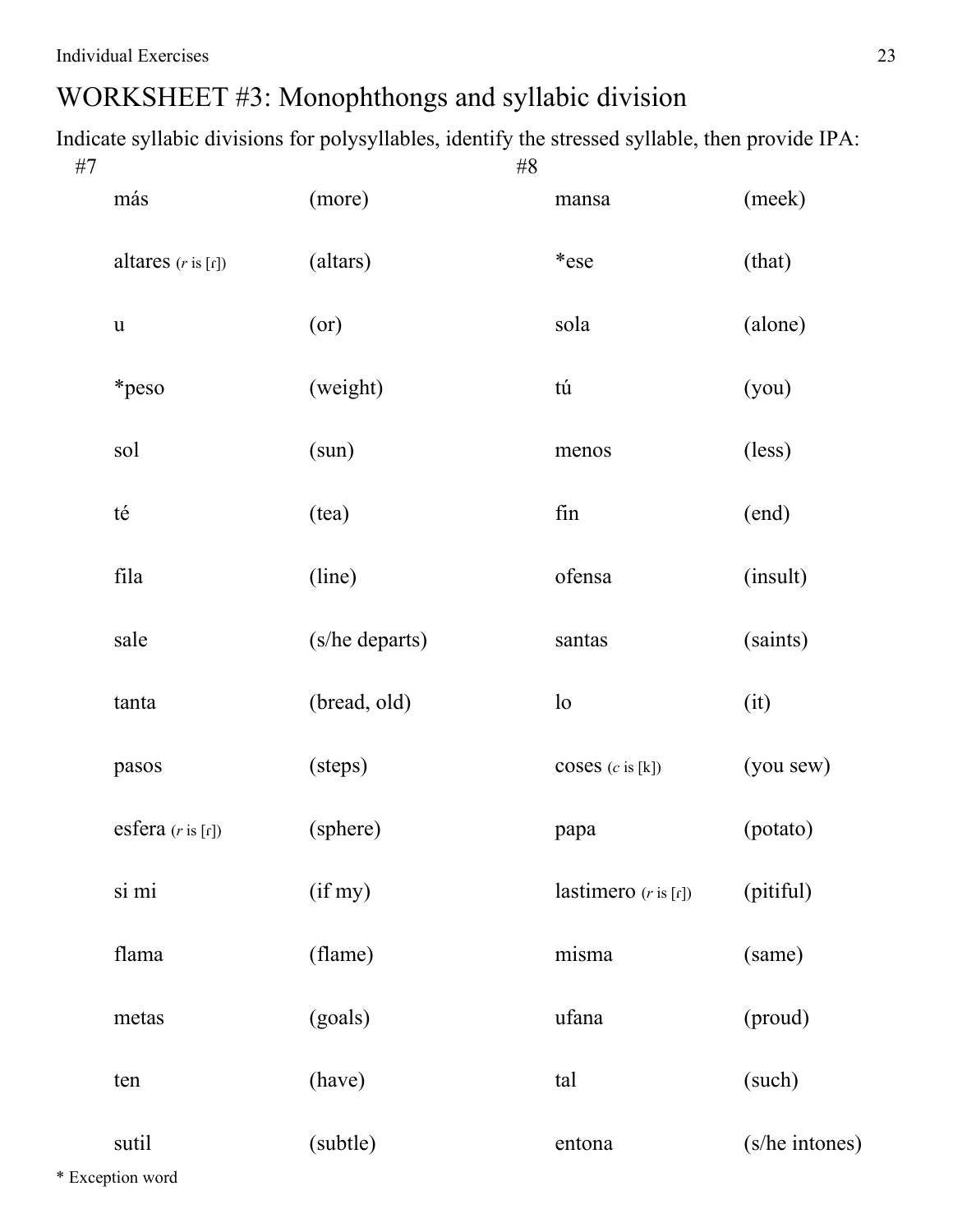# WORKSHEET #3: Monophthongs and syllabic division

Indicate syllabic divisions for polysyllables, identify the stressed syllable, then provide IPA:

#7

| | |
|---|---|
| más | (more) |
| altares (*r* is [ɾ]) | (altars) |
| u | (or) |
| *peso | (weight) |
| sol | (sun) |
| té | (tea) |
| fila | (line) |
| sale | (s/he departs) |
| tanta | (bread, old) |
| pasos | (steps) |
| esfera (*r* is [ɾ]) | (sphere) |
| si mi | (if my) |
| flama | (flame) |
| metas | (goals) |
| ten | (have) |
| sutil | (subtle) |

#8

| | |
|---|---|
| mansa | (meek) |
| *ese | (that) |
| sola | (alone) |
| tú | (you) |
| menos | (less) |
| fin | (end) |
| ofensa | (insult) |
| santas | (saints) |
| lo | (it) |
| coses (*c* is [k]) | (you sew) |
| papa | (potato) |
| lastimero (*r* is [ɾ]) | (pitiful) |
| misma | (same) |
| ufana | (proud) |
| tal | (such) |
| entona | (s/he intones) |

* Exception word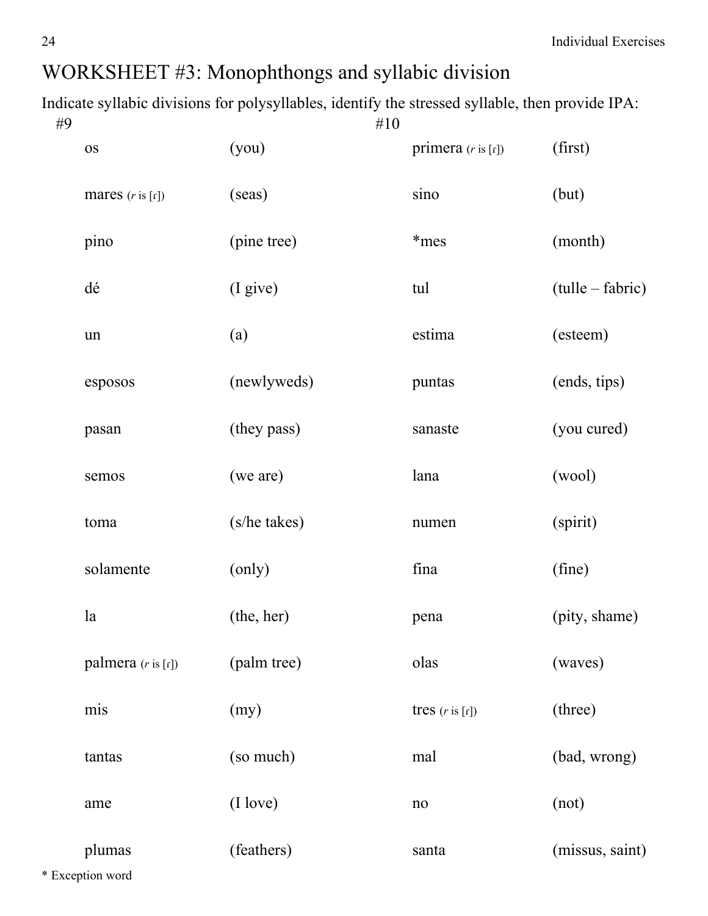# WORKSHEET #3: Monophthongs and syllabic division

Indicate syllabic divisions for polysyllables, identify the stressed syllable, then provide IPA:

#9

| | |
|---|---|
| os | (you) |
| mares (*r* is [ɾ]) | (seas) |
| pino | (pine tree) |
| dé | (I give) |
| un | (a) |
| esposos | (newlyweds) |
| pasan | (they pass) |
| semos | (we are) |
| toma | (s/he takes) |
| solamente | (only) |
| la | (the, her) |
| palmera (*r* is [ɾ]) | (palm tree) |
| mis | (my) |
| tantas | (so much) |
| ame | (I love) |
| plumas | (feathers) |

#10

| | |
|---|---|
| primera (*r* is [ɾ]) | (first) |
| sino | (but) |
| *mes | (month) |
| tul | (tulle – fabric) |
| estima | (esteem) |
| puntas | (ends, tips) |
| sanaste | (you cured) |
| lana | (wool) |
| numen | (spirit) |
| fina | (fine) |
| pena | (pity, shame) |
| olas | (waves) |
| tres (*r* is [ɾ]) | (three) |
| mal | (bad, wrong) |
| no | (not) |
| santa | (missus, saint) |

* Exception word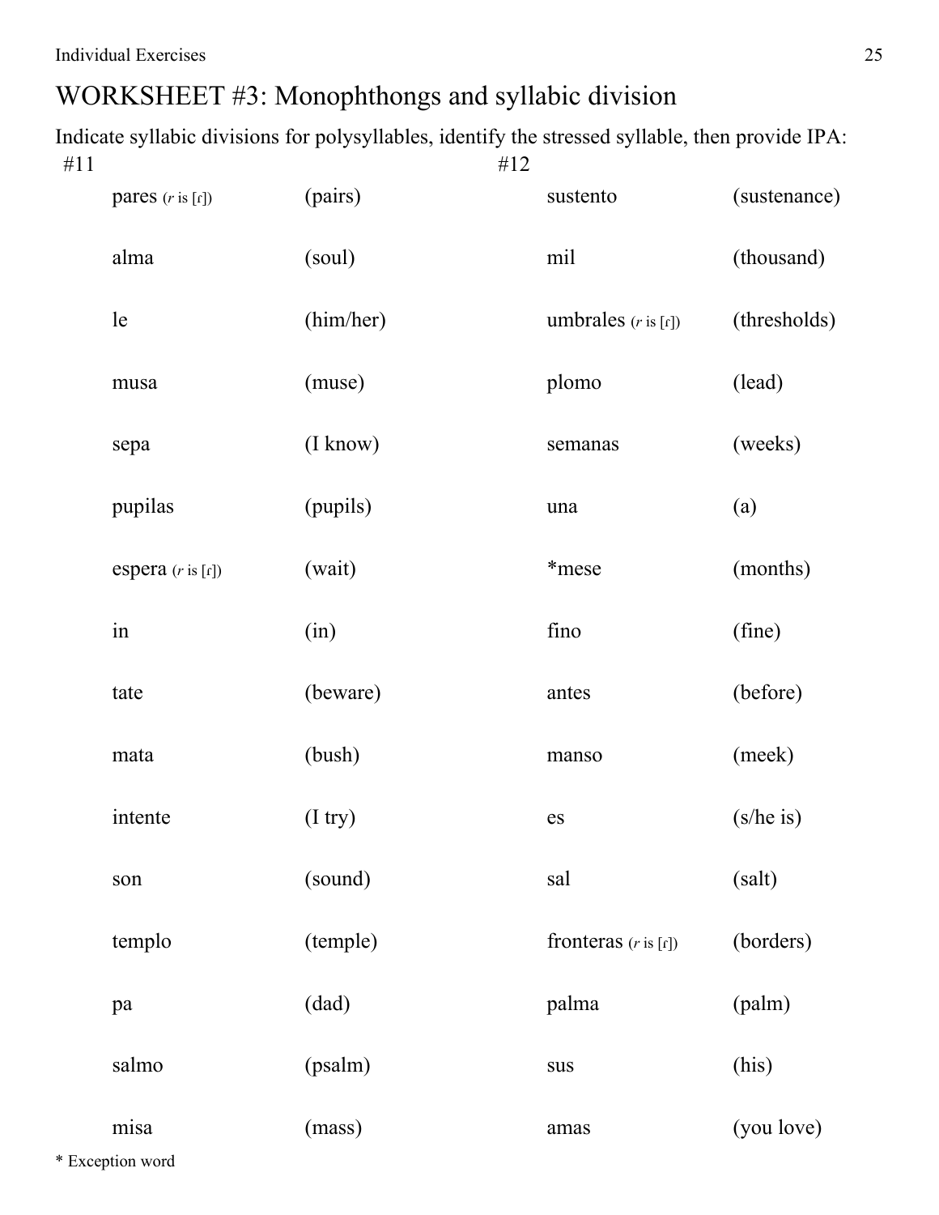# WORKSHEET #3: Monophthongs and syllabic division

Indicate syllabic divisions for polysyllables, identify the stressed syllable, then provide IPA:

#11

| | |
|---|---|
| pares (*r* is [ɾ]) | (pairs) |
| alma | (soul) |
| le | (him/her) |
| musa | (muse) |
| sepa | (I know) |
| pupilas | (pupils) |
| espera (*r* is [ɾ]) | (wait) |
| in | (in) |
| tate | (beware) |
| mata | (bush) |
| intente | (I try) |
| son | (sound) |
| templo | (temple) |
| pa | (dad) |
| salmo | (psalm) |
| misa | (mass) |

#12

| | |
|---|---|
| sustento | (sustenance) |
| mil | (thousand) |
| umbrales (*r* is [ɾ]) | (thresholds) |
| plomo | (lead) |
| semanas | (weeks) |
| una | (a) |
| *mese | (months) |
| fino | (fine) |
| antes | (before) |
| manso | (meek) |
| es | (s/he is) |
| sal | (salt) |
| fronteras (*r* is [ɾ]) | (borders) |
| palma | (palm) |
| sus | (his) |
| amas | (you love) |

* Exception word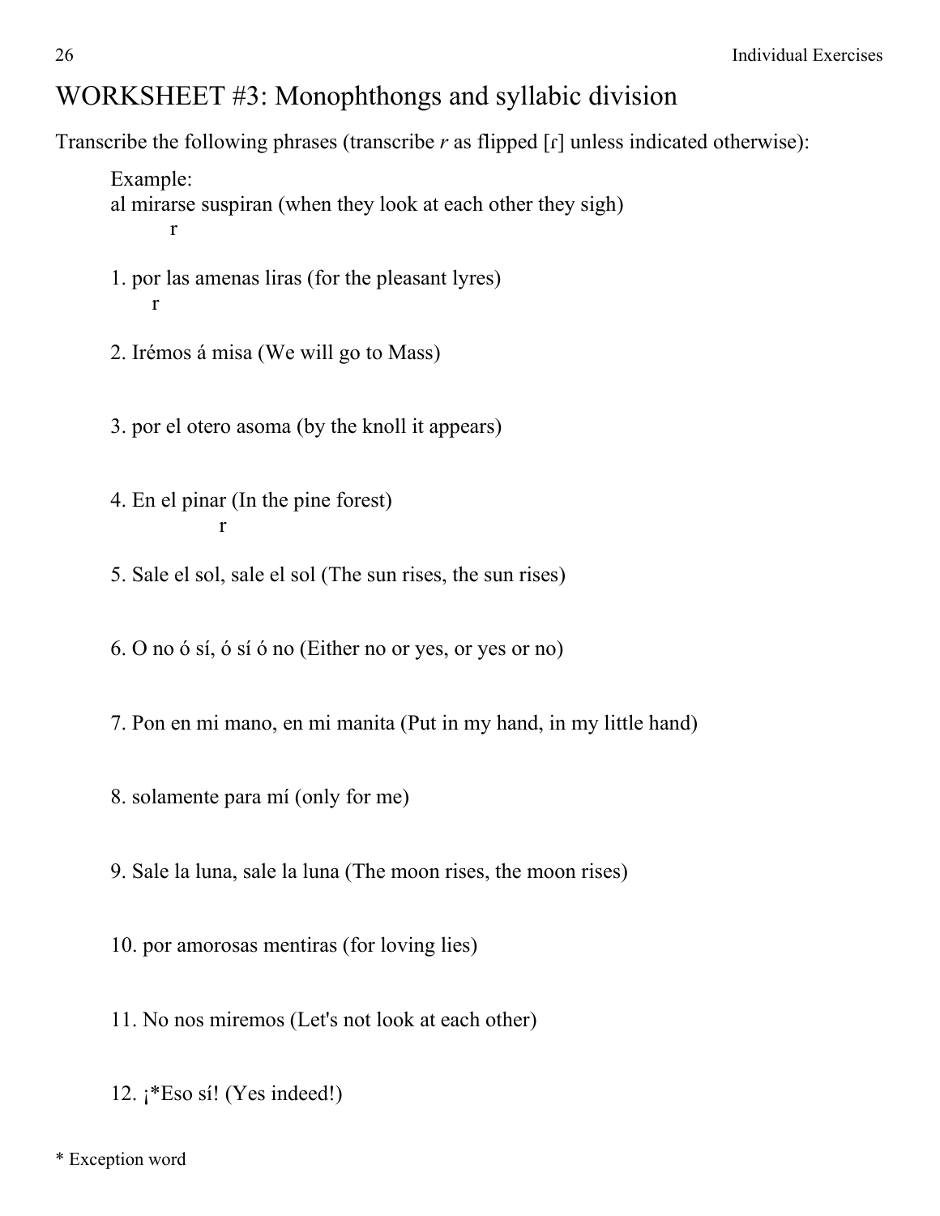# WORKSHEET #3: Monophthongs and syllabic division

Transcribe the following phrases (transcribe *r* as flipped [ɾ] unless indicated otherwise):

Example:
al mirarse suspiran (when they look at each other they sigh)
r

1. por las amenas liras (for the pleasant lyres)
r

2. Irémos á misa (We will go to Mass)

3. por el otero asoma (by the knoll it appears)

4. En el pinar (In the pine forest)
r

5. Sale el sol, sale el sol (The sun rises, the sun rises)

6. O no ó sí, ó sí ó no (Either no or yes, or yes or no)

7. Pon en mi mano, en mi manita (Put in my hand, in my little hand)

8. solamente para mí (only for me)

9. Sale la luna, sale la luna (The moon rises, the moon rises)

10. por amorosas mentiras (for loving lies)

11. No nos miremos (Let's not look at each other)

12. ¡*Eso sí! (Yes indeed!)

\* Exception word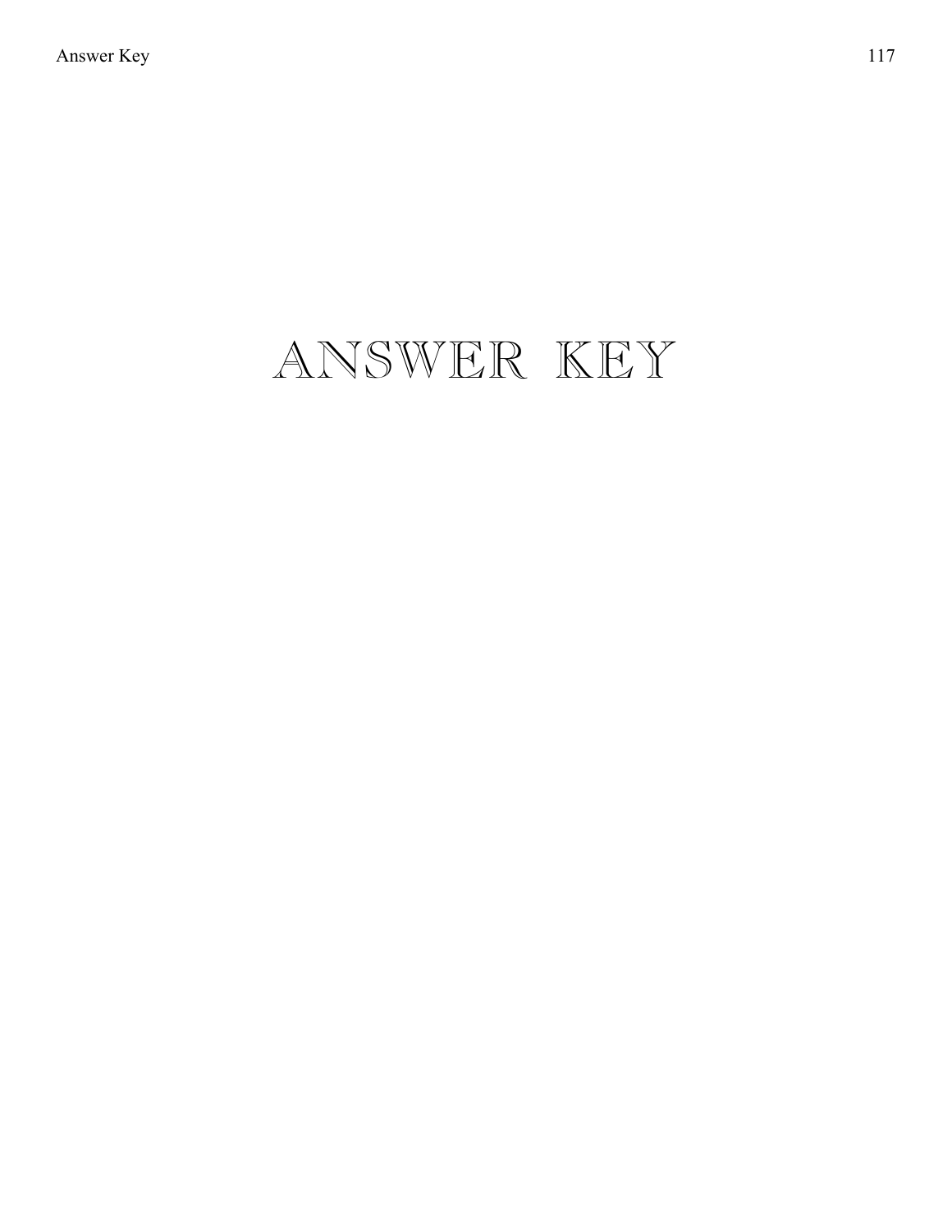# ANSWER KEY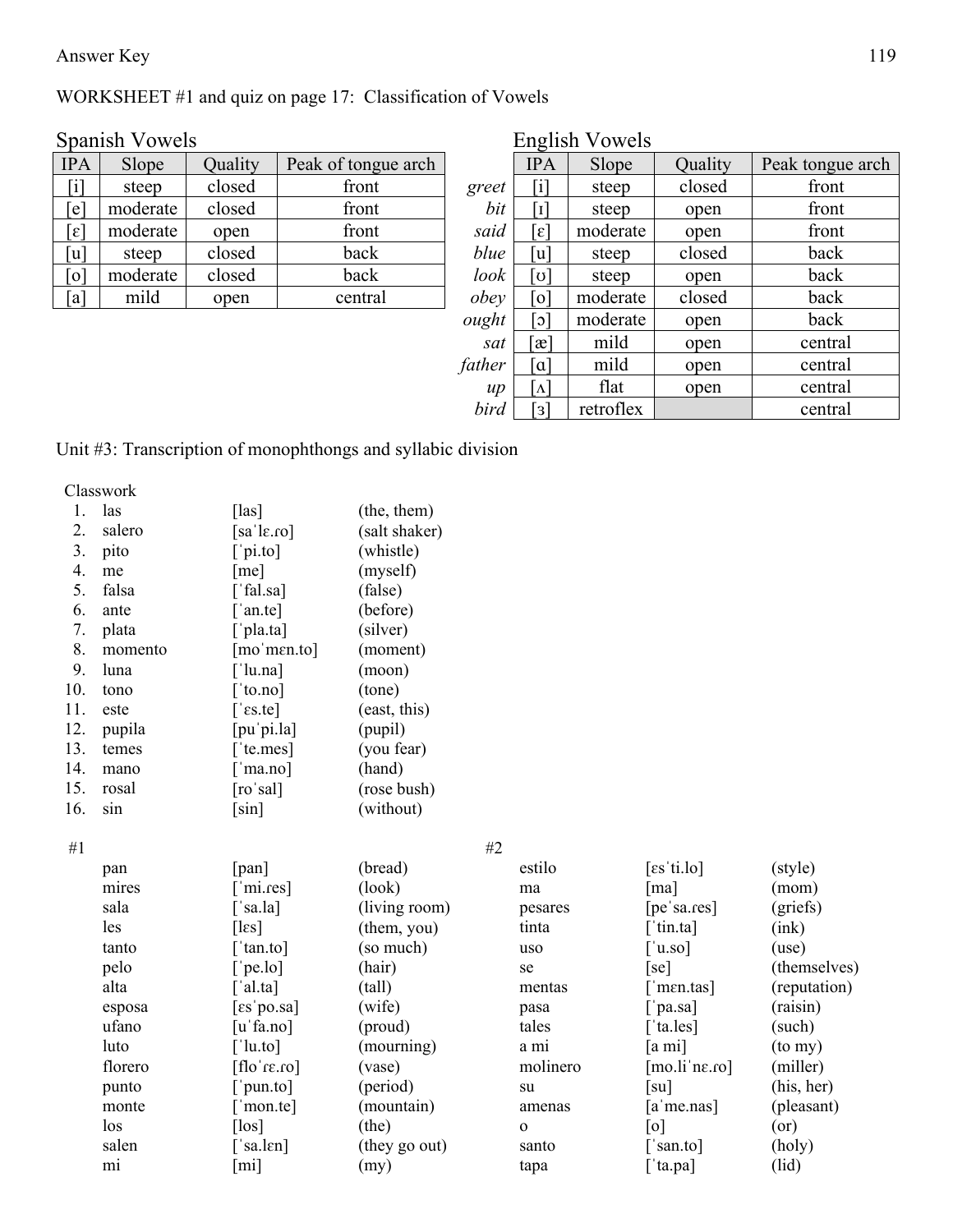Answer Key

WORKSHEET #1 and quiz on page 17: Classification of Vowels

Spanish Vowels

| IPA | Slope | Quality | Peak of tongue arch |
|---|---|---|---|
| [i] | steep | closed | front |
| [e] | moderate | closed | front |
| [ɛ] | moderate | open | front |
| [u] | steep | closed | back |
| [o] | moderate | closed | back |
| [a] | mild | open | central |

English Vowels

| | IPA | Slope | Quality | Peak tongue arch |
|---|---|---|---|---|
| *greet* | [i] | steep | closed | front |
| *bit* | [ɪ] | steep | open | front |
| *said* | [ɛ] | moderate | open | front |
| *blue* | [u] | steep | closed | back |
| *look* | [ʊ] | steep | open | back |
| *obey* | [o] | moderate | closed | back |
| *ought* | [ɔ] | moderate | open | back |
| *sat* | [æ] | mild | open | central |
| *father* | [ɑ] | mild | open | central |
| *up* | [ʌ] | flat | open | central |
| *bird* | [ɜ] | retroflex | | central |

Unit #3: Transcription of monophthongs and syllabic division

Classwork

| | | | |
|---|---|---|---|
| 1. | las | [las] | (the, them) |
| 2. | salero | [saˈlɛ.ɾo] | (salt shaker) |
| 3. | pito | [ˈpi.to] | (whistle) |
| 4. | me | [me] | (myself) |
| 5. | falsa | [ˈfal.sa] | (false) |
| 6. | ante | [ˈan.te] | (before) |
| 7. | plata | [ˈpla.ta] | (silver) |
| 8. | momento | [moˈmɛn.to] | (moment) |
| 9. | luna | [ˈlu.na] | (moon) |
| 10. | tono | [ˈto.no] | (tone) |
| 11. | este | [ˈɛs.te] | (east, this) |
| 12. | pupila | [puˈpi.la] | (pupil) |
| 13. | temes | [ˈte.mes] | (you fear) |
| 14. | mano | [ˈma.no] | (hand) |
| 15. | rosal | [roˈsal] | (rose bush) |
| 16. | sin | [sin] | (without) |

#1

| | | |
|---|---|---|
| pan | [pan] | (bread) |
| mires | [ˈmi.ɾes] | (look) |
| sala | [ˈsa.la] | (living room) |
| les | [lɛs] | (them, you) |
| tanto | [ˈtan.to] | (so much) |
| pelo | [ˈpe.lo] | (hair) |
| alta | [ˈal.ta] | (tall) |
| esposa | [ɛsˈpo.sa] | (wife) |
| ufano | [uˈfa.no] | (proud) |
| luto | [ˈlu.to] | (mourning) |
| florero | [floˈɾɛ.ɾo] | (vase) |
| punto | [ˈpun.to] | (period) |
| monte | [ˈmon.te] | (mountain) |
| los | [los] | (the) |
| salen | [ˈsa.lɛn] | (they go out) |
| mi | [mi] | (my) |

#2

| | | |
|---|---|---|
| estilo | [ɛsˈti.lo] | (style) |
| ma | [ma] | (mom) |
| pesares | [peˈsa.ɾes] | (griefs) |
| tinta | [ˈtin.ta] | (ink) |
| uso | [ˈu.so] | (use) |
| se | [se] | (themselves) |
| mentas | [ˈmɛn.tas] | (reputation) |
| pasa | [ˈpa.sa] | (raisin) |
| tales | [ˈta.les] | (such) |
| a mi | [a mi] | (to my) |
| molinero | [mo.liˈnɛ.ɾo] | (miller) |
| su | [su] | (his, her) |
| amenas | [aˈme.nas] | (pleasant) |
| o | [o] | (or) |
| santo | [ˈsan.to] | (holy) |
| tapa | [ˈta.pa] | (lid) |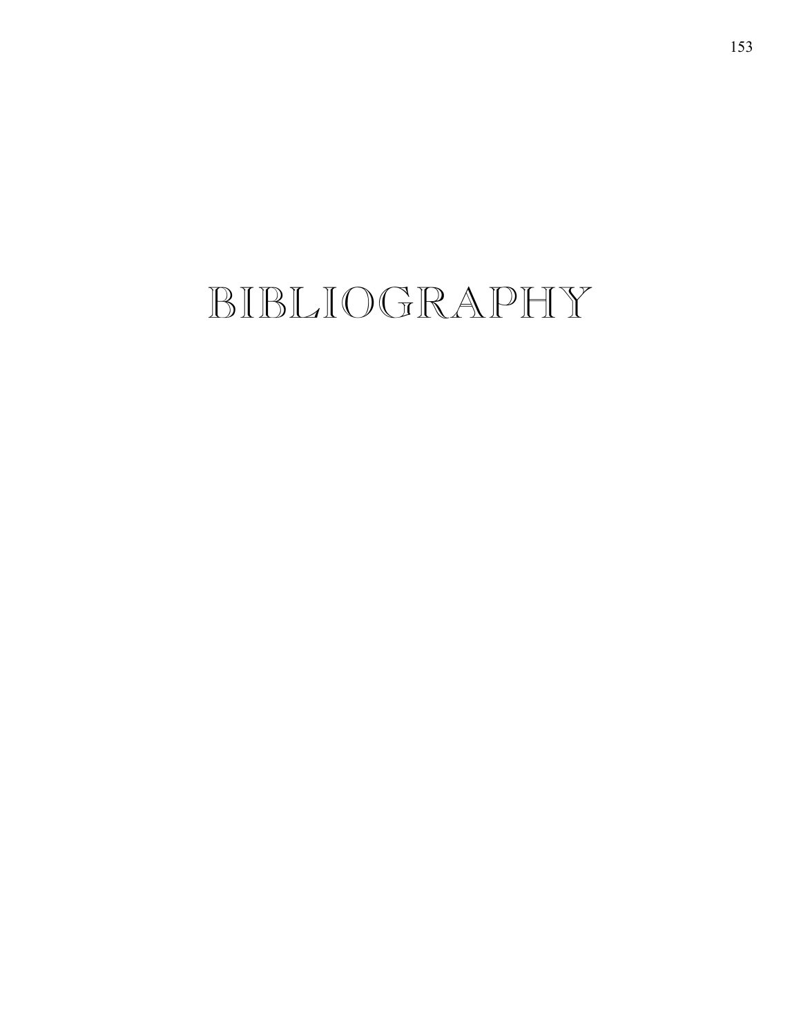# BIBLIOGRAPHY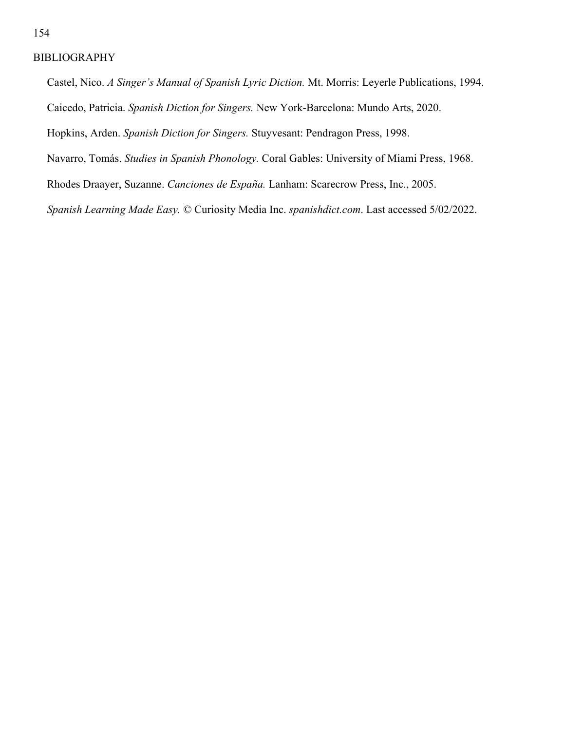# BIBLIOGRAPHY

Castel, Nico. *A Singer's Manual of Spanish Lyric Diction.* Mt. Morris: Leyerle Publications, 1994.

Caicedo, Patricia. *Spanish Diction for Singers.* New York-Barcelona: Mundo Arts, 2020.

Hopkins, Arden. *Spanish Diction for Singers.* Stuyvesant: Pendragon Press, 1998.

Navarro, Tomás. *Studies in Spanish Phonology.* Coral Gables: University of Miami Press, 1968.

Rhodes Draayer, Suzanne. *Canciones de España.* Lanham: Scarecrow Press, Inc., 2005.

*Spanish Learning Made Easy.* © Curiosity Media Inc. *spanishdict.com*. Last accessed 5/02/2022.